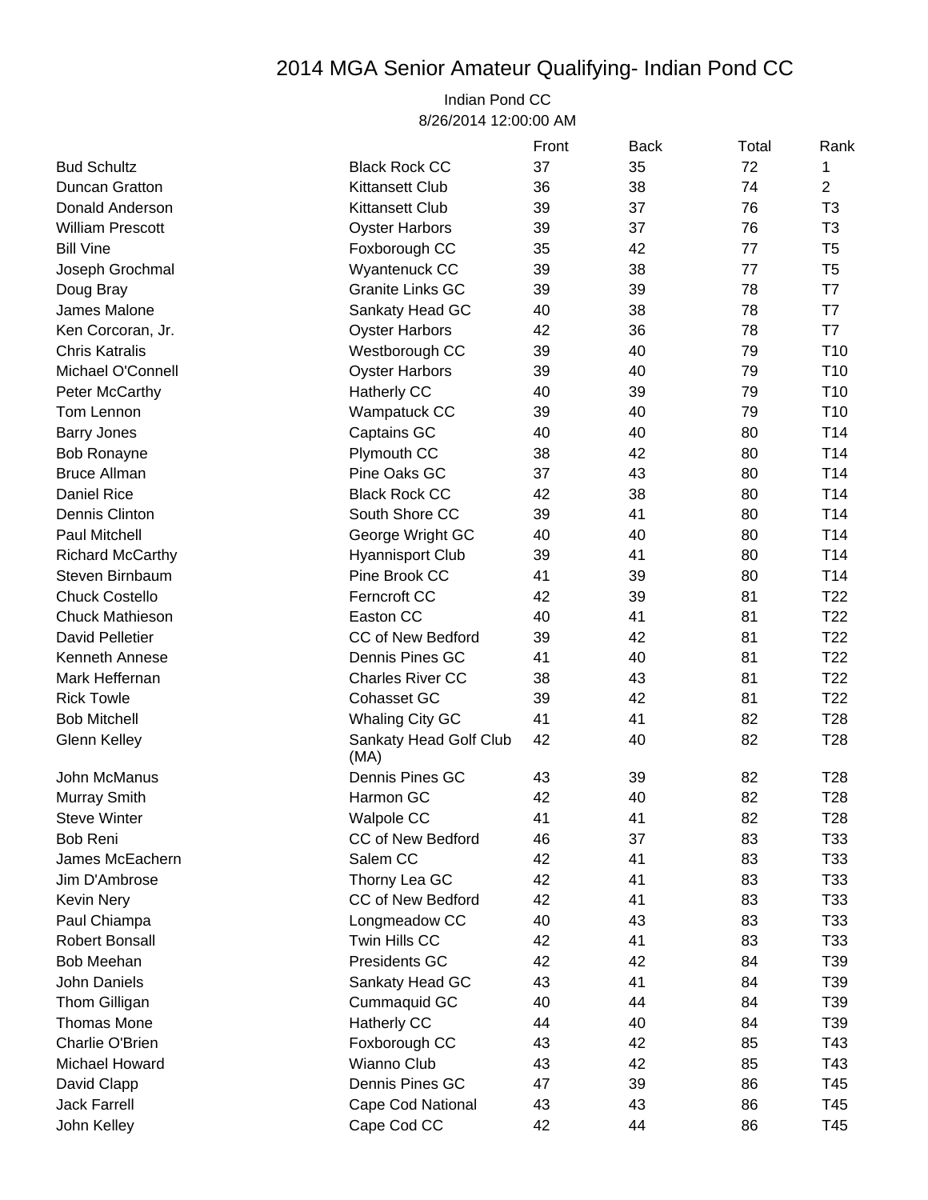# 2014 MGA Senior Amateur Qualifying- Indian Pond CC

Indian Pond CC
8/26/2014 12:00:00 AM

| | | Front | Back | Total | Rank |
|---|---|---|---|---|---|
| Bud Schultz | Black Rock CC | 37 | 35 | 72 | 1 |
| Duncan Gratton | Kittansett Club | 36 | 38 | 74 | 2 |
| Donald Anderson | Kittansett Club | 39 | 37 | 76 | T3 |
| William Prescott | Oyster Harbors | 39 | 37 | 76 | T3 |
| Bill Vine | Foxborough CC | 35 | 42 | 77 | T5 |
| Joseph Grochmal | Wyantenuck CC | 39 | 38 | 77 | T5 |
| Doug Bray | Granite Links GC | 39 | 39 | 78 | T7 |
| James Malone | Sankaty Head GC | 40 | 38 | 78 | T7 |
| Ken Corcoran, Jr. | Oyster Harbors | 42 | 36 | 78 | T7 |
| Chris Katralis | Westborough CC | 39 | 40 | 79 | T10 |
| Michael O'Connell | Oyster Harbors | 39 | 40 | 79 | T10 |
| Peter McCarthy | Hatherly CC | 40 | 39 | 79 | T10 |
| Tom Lennon | Wampatuck CC | 39 | 40 | 79 | T10 |
| Barry Jones | Captains GC | 40 | 40 | 80 | T14 |
| Bob Ronayne | Plymouth CC | 38 | 42 | 80 | T14 |
| Bruce Allman | Pine Oaks GC | 37 | 43 | 80 | T14 |
| Daniel Rice | Black Rock CC | 42 | 38 | 80 | T14 |
| Dennis Clinton | South Shore CC | 39 | 41 | 80 | T14 |
| Paul Mitchell | George Wright GC | 40 | 40 | 80 | T14 |
| Richard McCarthy | Hyannisport Club | 39 | 41 | 80 | T14 |
| Steven Birnbaum | Pine Brook CC | 41 | 39 | 80 | T14 |
| Chuck Costello | Ferncroft CC | 42 | 39 | 81 | T22 |
| Chuck Mathieson | Easton CC | 40 | 41 | 81 | T22 |
| David Pelletier | CC of New Bedford | 39 | 42 | 81 | T22 |
| Kenneth Annese | Dennis Pines GC | 41 | 40 | 81 | T22 |
| Mark Heffernan | Charles River CC | 38 | 43 | 81 | T22 |
| Rick Towle | Cohasset GC | 39 | 42 | 81 | T22 |
| Bob Mitchell | Whaling City GC | 41 | 41 | 82 | T28 |
| Glenn Kelley | Sankaty Head Golf Club (MA) | 42 | 40 | 82 | T28 |
| John McManus | Dennis Pines GC | 43 | 39 | 82 | T28 |
| Murray Smith | Harmon GC | 42 | 40 | 82 | T28 |
| Steve Winter | Walpole CC | 41 | 41 | 82 | T28 |
| Bob Reni | CC of New Bedford | 46 | 37 | 83 | T33 |
| James McEachern | Salem CC | 42 | 41 | 83 | T33 |
| Jim D'Ambrose | Thorny Lea GC | 42 | 41 | 83 | T33 |
| Kevin Nery | CC of New Bedford | 42 | 41 | 83 | T33 |
| Paul Chiampa | Longmeadow CC | 40 | 43 | 83 | T33 |
| Robert Bonsall | Twin Hills CC | 42 | 41 | 83 | T33 |
| Bob Meehan | Presidents GC | 42 | 42 | 84 | T39 |
| John Daniels | Sankaty Head GC | 43 | 41 | 84 | T39 |
| Thom Gilligan | Cummaquid GC | 40 | 44 | 84 | T39 |
| Thomas Mone | Hatherly CC | 44 | 40 | 84 | T39 |
| Charlie O'Brien | Foxborough CC | 43 | 42 | 85 | T43 |
| Michael Howard | Wianno Club | 43 | 42 | 85 | T43 |
| David Clapp | Dennis Pines GC | 47 | 39 | 86 | T45 |
| Jack Farrell | Cape Cod National | 43 | 43 | 86 | T45 |
| John Kelley | Cape Cod CC | 42 | 44 | 86 | T45 |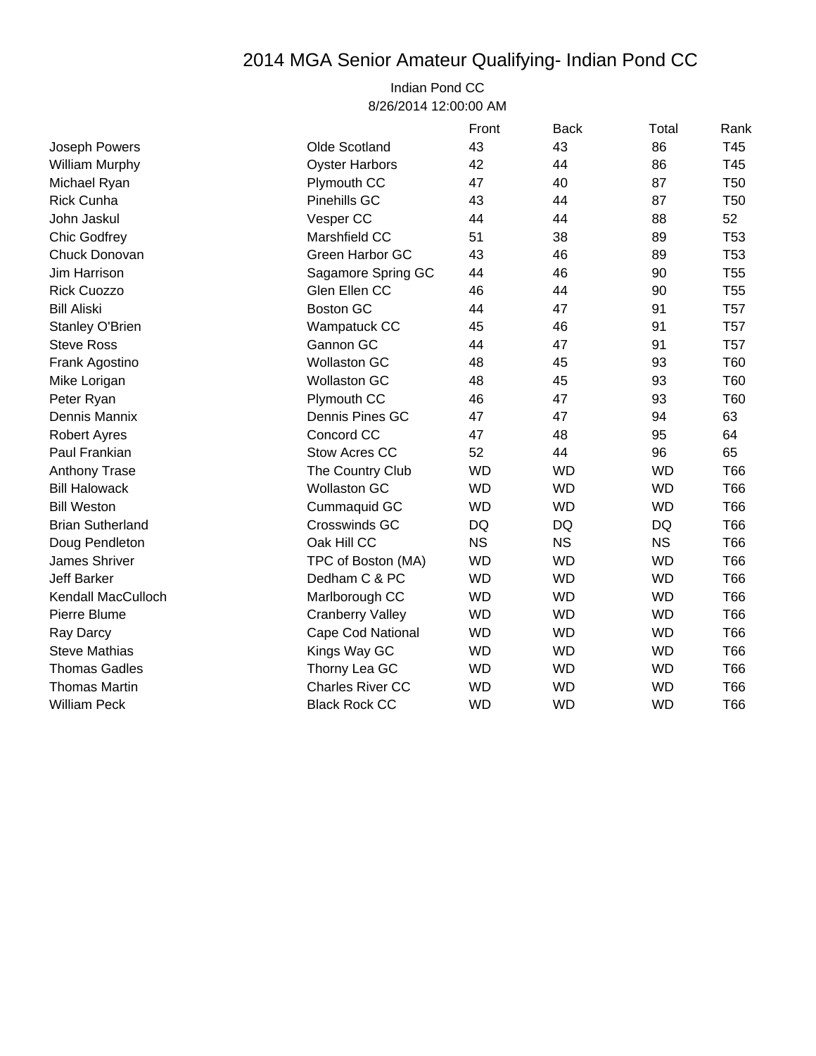# 2014 MGA Senior Amateur Qualifying- Indian Pond CC

Indian Pond CC
8/26/2014 12:00:00 AM

| | | Front | Back | Total | Rank |
|---|---|---|---|---|---|
| Joseph Powers | Olde Scotland | 43 | 43 | 86 | T45 |
| William Murphy | Oyster Harbors | 42 | 44 | 86 | T45 |
| Michael Ryan | Plymouth CC | 47 | 40 | 87 | T50 |
| Rick Cunha | Pinehills GC | 43 | 44 | 87 | T50 |
| John Jaskul | Vesper CC | 44 | 44 | 88 | 52 |
| Chic Godfrey | Marshfield CC | 51 | 38 | 89 | T53 |
| Chuck Donovan | Green Harbor GC | 43 | 46 | 89 | T53 |
| Jim Harrison | Sagamore Spring GC | 44 | 46 | 90 | T55 |
| Rick Cuozzo | Glen Ellen CC | 46 | 44 | 90 | T55 |
| Bill Aliski | Boston GC | 44 | 47 | 91 | T57 |
| Stanley O'Brien | Wampatuck CC | 45 | 46 | 91 | T57 |
| Steve Ross | Gannon GC | 44 | 47 | 91 | T57 |
| Frank Agostino | Wollaston GC | 48 | 45 | 93 | T60 |
| Mike Lorigan | Wollaston GC | 48 | 45 | 93 | T60 |
| Peter Ryan | Plymouth CC | 46 | 47 | 93 | T60 |
| Dennis Mannix | Dennis Pines GC | 47 | 47 | 94 | 63 |
| Robert Ayres | Concord CC | 47 | 48 | 95 | 64 |
| Paul Frankian | Stow Acres CC | 52 | 44 | 96 | 65 |
| Anthony Trase | The Country Club | WD | WD | WD | T66 |
| Bill Halowack | Wollaston GC | WD | WD | WD | T66 |
| Bill Weston | Cummaquid GC | WD | WD | WD | T66 |
| Brian Sutherland | Crosswinds GC | DQ | DQ | DQ | T66 |
| Doug Pendleton | Oak Hill CC | NS | NS | NS | T66 |
| James Shriver | TPC of Boston (MA) | WD | WD | WD | T66 |
| Jeff Barker | Dedham C & PC | WD | WD | WD | T66 |
| Kendall MacCulloch | Marlborough CC | WD | WD | WD | T66 |
| Pierre Blume | Cranberry Valley | WD | WD | WD | T66 |
| Ray Darcy | Cape Cod National | WD | WD | WD | T66 |
| Steve Mathias | Kings Way GC | WD | WD | WD | T66 |
| Thomas Gadles | Thorny Lea GC | WD | WD | WD | T66 |
| Thomas Martin | Charles River CC | WD | WD | WD | T66 |
| William Peck | Black Rock CC | WD | WD | WD | T66 |